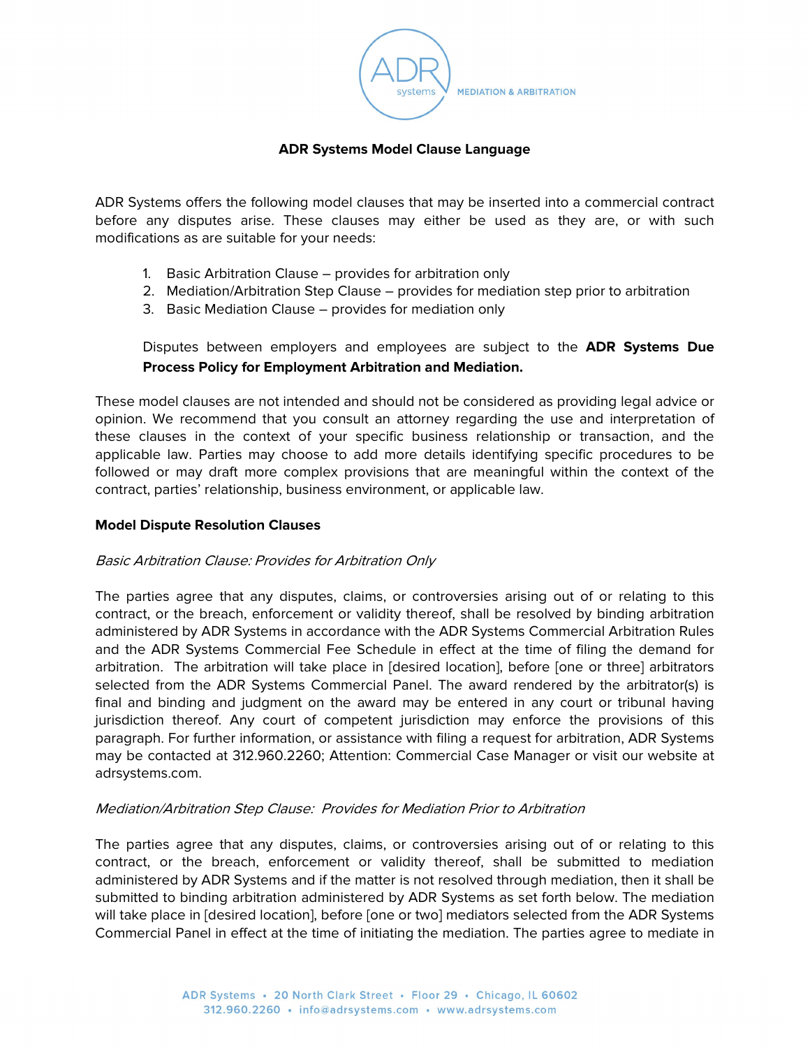# ADR Systems Model Clause Language

ADR Systems offers the following model clauses that may be inserted into a commercial contract before any disputes arise. These clauses may either be used as they are, or with such modifications as are suitable for your needs:

1. Basic Arbitration Clause – provides for arbitration only
2. Mediation/Arbitration Step Clause – provides for mediation step prior to arbitration
3. Basic Mediation Clause – provides for mediation only

Disputes between employers and employees are subject to the **ADR Systems Due Process Policy for Employment Arbitration and Mediation.**

These model clauses are not intended and should not be considered as providing legal advice or opinion. We recommend that you consult an attorney regarding the use and interpretation of these clauses in the context of your specific business relationship or transaction, and the applicable law. Parties may choose to add more details identifying specific procedures to be followed or may draft more complex provisions that are meaningful within the context of the contract, parties' relationship, business environment, or applicable law.

## Model Dispute Resolution Clauses

*Basic Arbitration Clause: Provides for Arbitration Only*

The parties agree that any disputes, claims, or controversies arising out of or relating to this contract, or the breach, enforcement or validity thereof, shall be resolved by binding arbitration administered by ADR Systems in accordance with the ADR Systems Commercial Arbitration Rules and the ADR Systems Commercial Fee Schedule in effect at the time of filing the demand for arbitration. The arbitration will take place in [desired location], before [one or three] arbitrators selected from the ADR Systems Commercial Panel. The award rendered by the arbitrator(s) is final and binding and judgment on the award may be entered in any court or tribunal having jurisdiction thereof. Any court of competent jurisdiction may enforce the provisions of this paragraph. For further information, or assistance with filing a request for arbitration, ADR Systems may be contacted at 312.960.2260; Attention: Commercial Case Manager or visit our website at adrsystems.com.

*Mediation/Arbitration Step Clause: Provides for Mediation Prior to Arbitration*

The parties agree that any disputes, claims, or controversies arising out of or relating to this contract, or the breach, enforcement or validity thereof, shall be submitted to mediation administered by ADR Systems and if the matter is not resolved through mediation, then it shall be submitted to binding arbitration administered by ADR Systems as set forth below. The mediation will take place in [desired location], before [one or two] mediators selected from the ADR Systems Commercial Panel in effect at the time of initiating the mediation. The parties agree to mediate in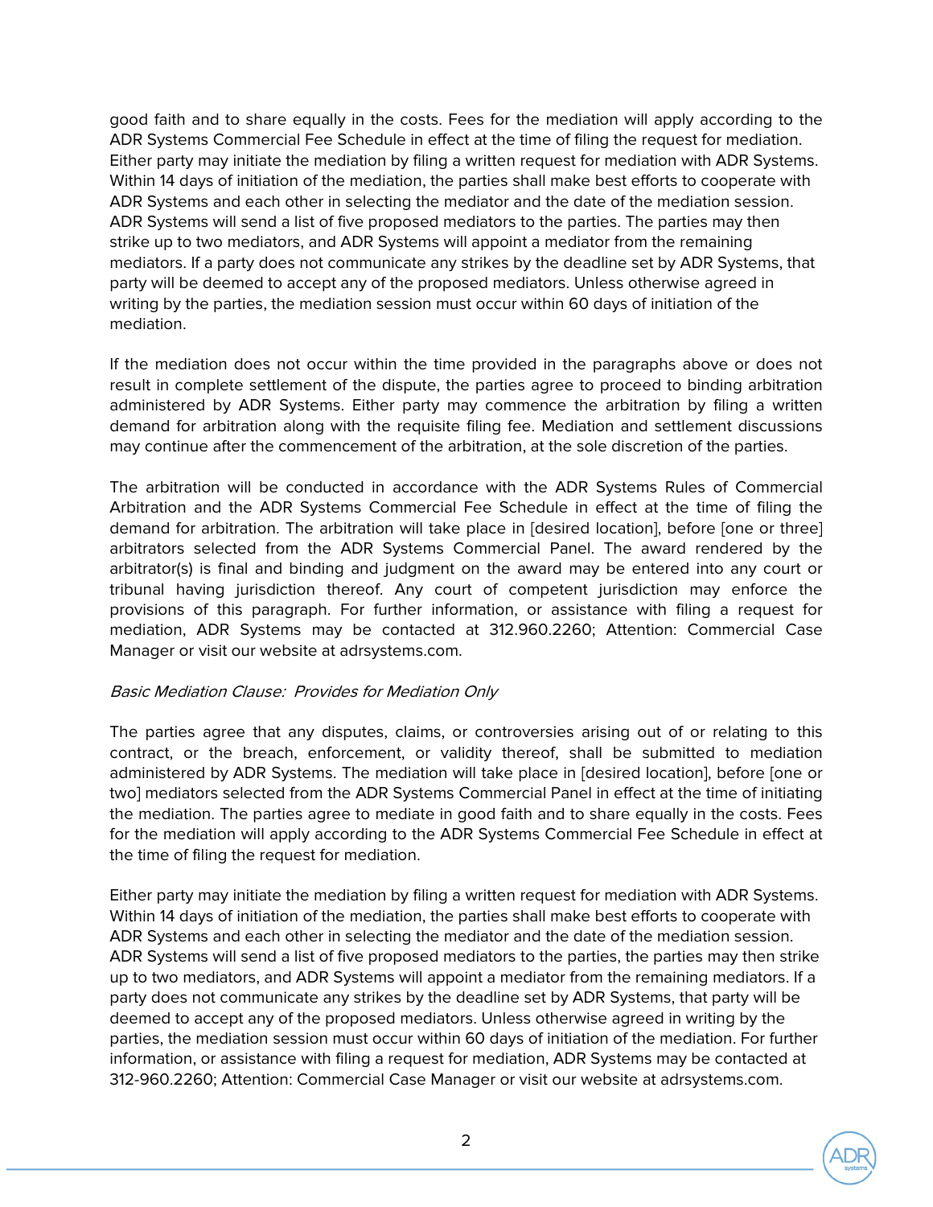good faith and to share equally in the costs. Fees for the mediation will apply according to the ADR Systems Commercial Fee Schedule in effect at the time of filing the request for mediation. Either party may initiate the mediation by filing a written request for mediation with ADR Systems. Within 14 days of initiation of the mediation, the parties shall make best efforts to cooperate with ADR Systems and each other in selecting the mediator and the date of the mediation session. ADR Systems will send a list of five proposed mediators to the parties. The parties may then strike up to two mediators, and ADR Systems will appoint a mediator from the remaining mediators. If a party does not communicate any strikes by the deadline set by ADR Systems, that party will be deemed to accept any of the proposed mediators. Unless otherwise agreed in writing by the parties, the mediation session must occur within 60 days of initiation of the mediation.

If the mediation does not occur within the time provided in the paragraphs above or does not result in complete settlement of the dispute, the parties agree to proceed to binding arbitration administered by ADR Systems. Either party may commence the arbitration by filing a written demand for arbitration along with the requisite filing fee. Mediation and settlement discussions may continue after the commencement of the arbitration, at the sole discretion of the parties.

The arbitration will be conducted in accordance with the ADR Systems Rules of Commercial Arbitration and the ADR Systems Commercial Fee Schedule in effect at the time of filing the demand for arbitration. The arbitration will take place in [desired location], before [one or three] arbitrators selected from the ADR Systems Commercial Panel. The award rendered by the arbitrator(s) is final and binding and judgment on the award may be entered into any court or tribunal having jurisdiction thereof. Any court of competent jurisdiction may enforce the provisions of this paragraph. For further information, or assistance with filing a request for mediation, ADR Systems may be contacted at 312.960.2260; Attention: Commercial Case Manager or visit our website at adrsystems.com.

*Basic Mediation Clause: Provides for Mediation Only*

The parties agree that any disputes, claims, or controversies arising out of or relating to this contract, or the breach, enforcement, or validity thereof, shall be submitted to mediation administered by ADR Systems. The mediation will take place in [desired location], before [one or two] mediators selected from the ADR Systems Commercial Panel in effect at the time of initiating the mediation. The parties agree to mediate in good faith and to share equally in the costs. Fees for the mediation will apply according to the ADR Systems Commercial Fee Schedule in effect at the time of filing the request for mediation.

Either party may initiate the mediation by filing a written request for mediation with ADR Systems. Within 14 days of initiation of the mediation, the parties shall make best efforts to cooperate with ADR Systems and each other in selecting the mediator and the date of the mediation session. ADR Systems will send a list of five proposed mediators to the parties, the parties may then strike up to two mediators, and ADR Systems will appoint a mediator from the remaining mediators. If a party does not communicate any strikes by the deadline set by ADR Systems, that party will be deemed to accept any of the proposed mediators. Unless otherwise agreed in writing by the parties, the mediation session must occur within 60 days of initiation of the mediation. For further information, or assistance with filing a request for mediation, ADR Systems may be contacted at 312-960.2260; Attention: Commercial Case Manager or visit our website at adrsystems.com.